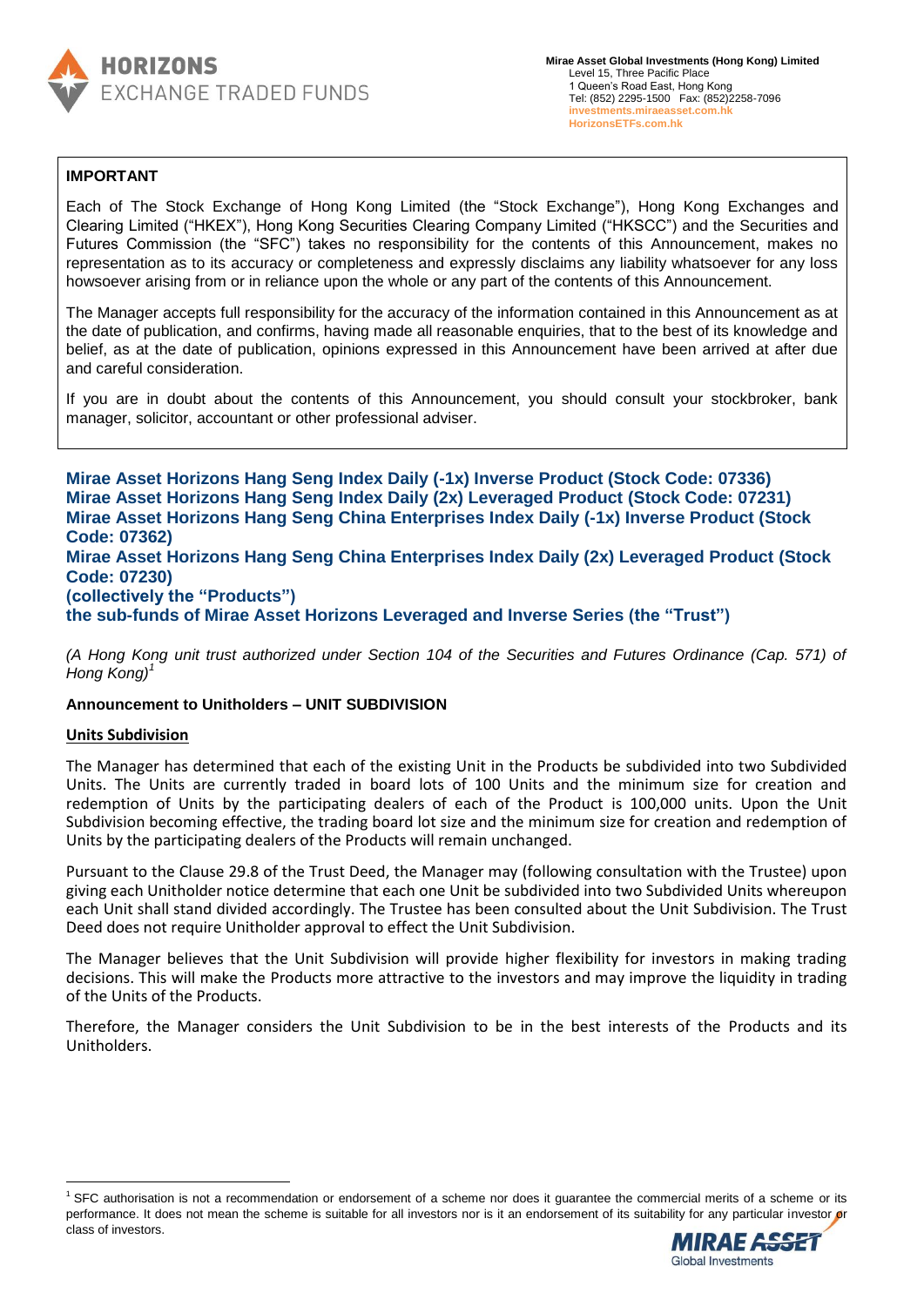HORIZONS EXCHANGE TRADED FUNDS

**Mirae Asset Global Investments (Hong Kong) Limited**
Level 15, Three Pacific Place
1 Queen's Road East, Hong Kong
Tel: (852) 2295-1500 Fax: (852)2258-7096
investments.miraeasset.com.hk
HorizonsETFs.com.hk

**IMPORTANT**

Each of The Stock Exchange of Hong Kong Limited (the "Stock Exchange"), Hong Kong Exchanges and Clearing Limited ("HKEX"), Hong Kong Securities Clearing Company Limited ("HKSCC") and the Securities and Futures Commission (the "SFC") takes no responsibility for the contents of this Announcement, makes no representation as to its accuracy or completeness and expressly disclaims any liability whatsoever for any loss howsoever arising from or in reliance upon the whole or any part of the contents of this Announcement.

The Manager accepts full responsibility for the accuracy of the information contained in this Announcement as at the date of publication, and confirms, having made all reasonable enquiries, that to the best of its knowledge and belief, as at the date of publication, opinions expressed in this Announcement have been arrived at after due and careful consideration.

If you are in doubt about the contents of this Announcement, you should consult your stockbroker, bank manager, solicitor, accountant or other professional adviser.

**Mirae Asset Horizons Hang Seng Index Daily (-1x) Inverse Product (Stock Code: 07336)**
**Mirae Asset Horizons Hang Seng Index Daily (2x) Leveraged Product (Stock Code: 07231)**
**Mirae Asset Horizons Hang Seng China Enterprises Index Daily (-1x) Inverse Product (Stock Code: 07362)**
**Mirae Asset Horizons Hang Seng China Enterprises Index Daily (2x) Leveraged Product (Stock Code: 07230)**
**(collectively the "Products")**
**the sub-funds of Mirae Asset Horizons Leveraged and Inverse Series (the "Trust")**

*(A Hong Kong unit trust authorized under Section 104 of the Securities and Futures Ordinance (Cap. 571) of Hong Kong)*[1]

**Announcement to Unitholders – UNIT SUBDIVISION**

**Units Subdivision**

The Manager has determined that each of the existing Unit in the Products be subdivided into two Subdivided Units. The Units are currently traded in board lots of 100 Units and the minimum size for creation and redemption of Units by the participating dealers of each of the Product is 100,000 units. Upon the Unit Subdivision becoming effective, the trading board lot size and the minimum size for creation and redemption of Units by the participating dealers of the Products will remain unchanged.

Pursuant to the Clause 29.8 of the Trust Deed, the Manager may (following consultation with the Trustee) upon giving each Unitholder notice determine that each one Unit be subdivided into two Subdivided Units whereupon each Unit shall stand divided accordingly. The Trustee has been consulted about the Unit Subdivision. The Trust Deed does not require Unitholder approval to effect the Unit Subdivision.

The Manager believes that the Unit Subdivision will provide higher flexibility for investors in making trading decisions. This will make the Products more attractive to the investors and may improve the liquidity in trading of the Units of the Products.

Therefore, the Manager considers the Unit Subdivision to be in the best interests of the Products and its Unitholders.

[1] SFC authorisation is not a recommendation or endorsement of a scheme nor does it guarantee the commercial merits of a scheme or its performance. It does not mean the scheme is suitable for all investors nor is it an endorsement of its suitability for any particular investor or class of investors.

MIRAE ASSET Global Investments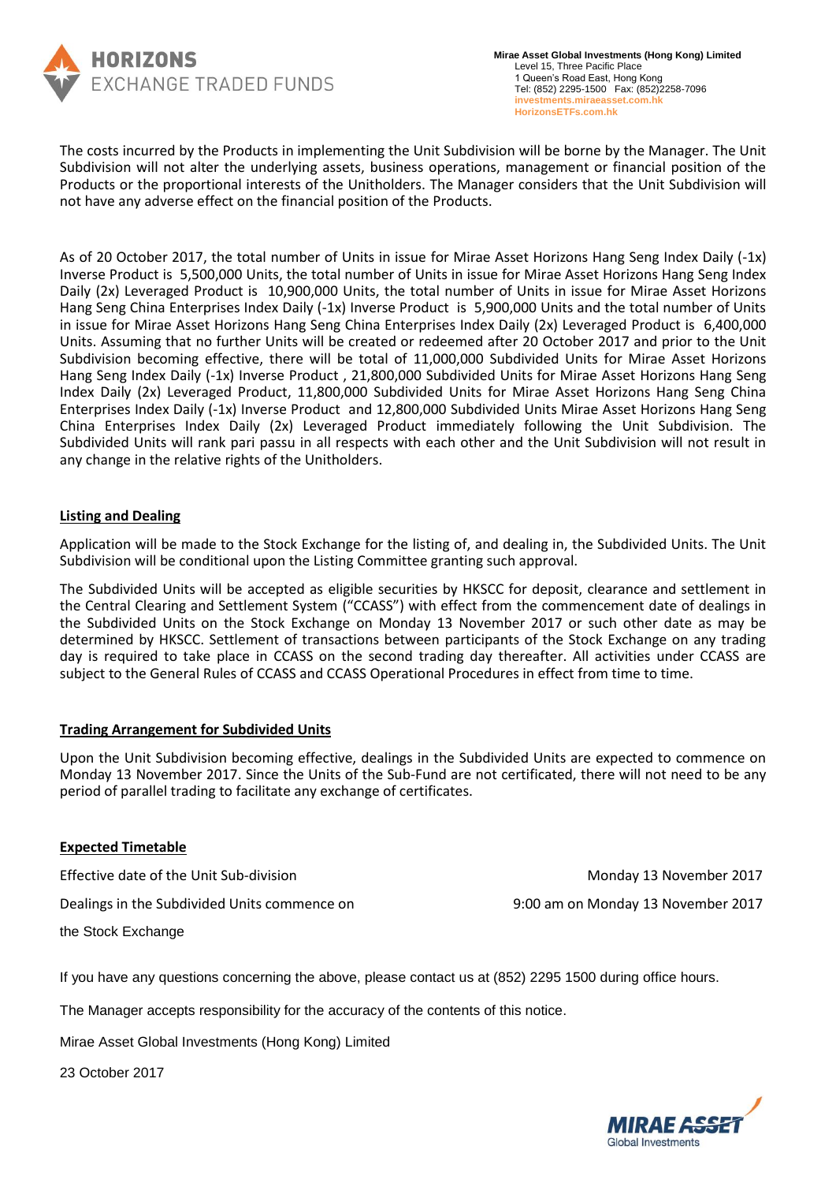The costs incurred by the Products in implementing the Unit Subdivision will be borne by the Manager. The Unit Subdivision will not alter the underlying assets, business operations, management or financial position of the Products or the proportional interests of the Unitholders. The Manager considers that the Unit Subdivision will not have any adverse effect on the financial position of the Products.

As of 20 October 2017, the total number of Units in issue for Mirae Asset Horizons Hang Seng Index Daily (-1x) Inverse Product is 5,500,000 Units, the total number of Units in issue for Mirae Asset Horizons Hang Seng Index Daily (2x) Leveraged Product is 10,900,000 Units, the total number of Units in issue for Mirae Asset Horizons Hang Seng China Enterprises Index Daily (-1x) Inverse Product is 5,900,000 Units and the total number of Units in issue for Mirae Asset Horizons Hang Seng China Enterprises Index Daily (2x) Leveraged Product is 6,400,000 Units. Assuming that no further Units will be created or redeemed after 20 October 2017 and prior to the Unit Subdivision becoming effective, there will be total of 11,000,000 Subdivided Units for Mirae Asset Horizons Hang Seng Index Daily (-1x) Inverse Product , 21,800,000 Subdivided Units for Mirae Asset Horizons Hang Seng Index Daily (2x) Leveraged Product, 11,800,000 Subdivided Units for Mirae Asset Horizons Hang Seng China Enterprises Index Daily (-1x) Inverse Product and 12,800,000 Subdivided Units Mirae Asset Horizons Hang Seng China Enterprises Index Daily (2x) Leveraged Product immediately following the Unit Subdivision. The Subdivided Units will rank pari passu in all respects with each other and the Unit Subdivision will not result in any change in the relative rights of the Unitholders.

**Listing and Dealing**

Application will be made to the Stock Exchange for the listing of, and dealing in, the Subdivided Units. The Unit Subdivision will be conditional upon the Listing Committee granting such approval.

The Subdivided Units will be accepted as eligible securities by HKSCC for deposit, clearance and settlement in the Central Clearing and Settlement System ("CCASS") with effect from the commencement date of dealings in the Subdivided Units on the Stock Exchange on Monday 13 November 2017 or such other date as may be determined by HKSCC. Settlement of transactions between participants of the Stock Exchange on any trading day is required to take place in CCASS on the second trading day thereafter. All activities under CCASS are subject to the General Rules of CCASS and CCASS Operational Procedures in effect from time to time.

**Trading Arrangement for Subdivided Units**

Upon the Unit Subdivision becoming effective, dealings in the Subdivided Units are expected to commence on Monday 13 November 2017. Since the Units of the Sub-Fund are not certificated, there will not need to be any period of parallel trading to facilitate any exchange of certificates.

**Expected Timetable**

| | |
|---|---|
| Effective date of the Unit Sub-division | Monday 13 November 2017 |
| Dealings in the Subdivided Units commence on the Stock Exchange | 9:00 am on Monday 13 November 2017 |

If you have any questions concerning the above, please contact us at (852) 2295 1500 during office hours.

The Manager accepts responsibility for the accuracy of the contents of this notice.

Mirae Asset Global Investments (Hong Kong) Limited

23 October 2017